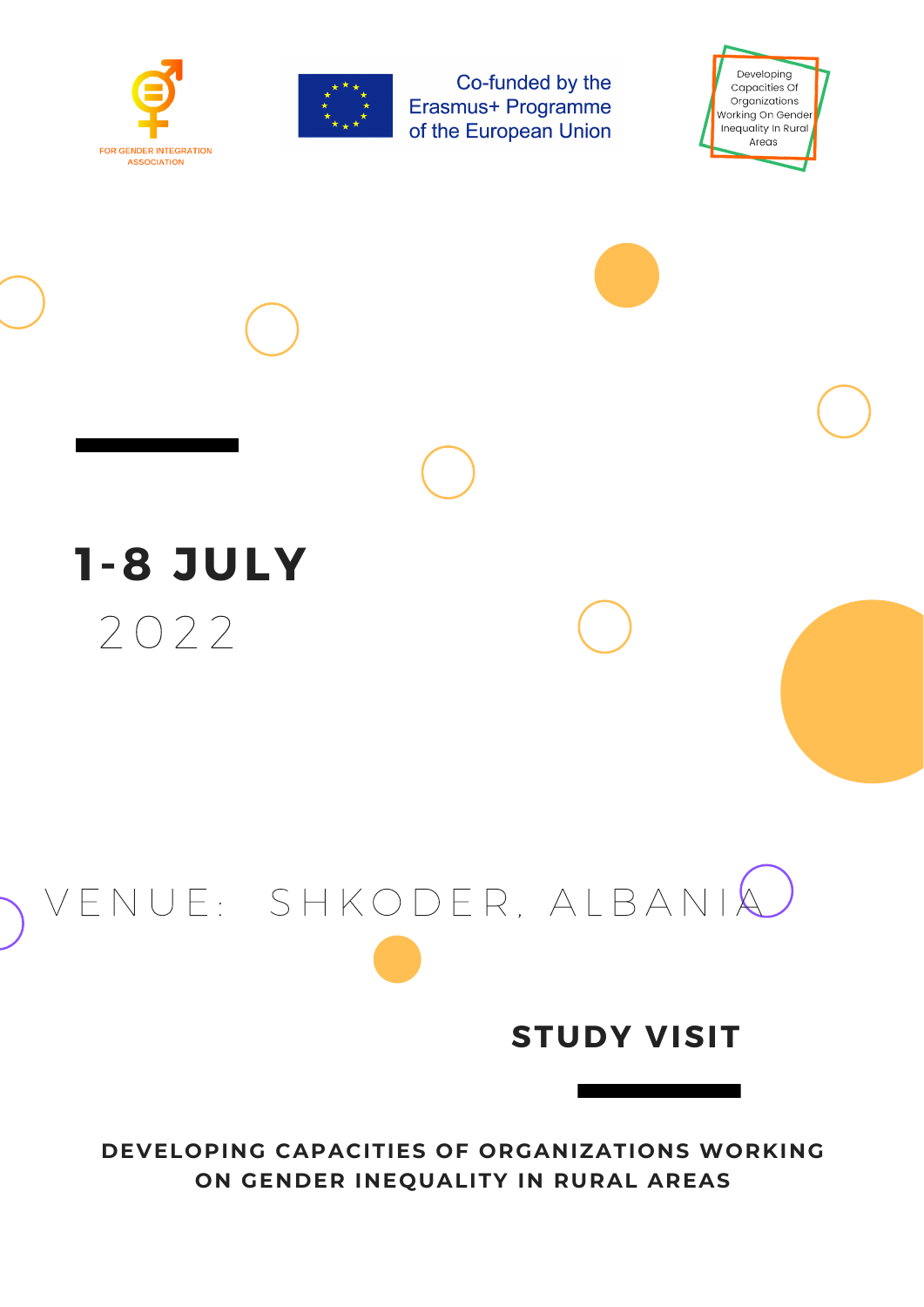FOR GENDER INTEGRATION ASSOCIATION

Co-funded by the Erasmus+ Programme of the European Union

Developing Capacities Of Organizations Working On Gender Inequality In Rural Areas

# 1-8 JULY

2022

VENUE: SHKODER, ALBANIA

## STUDY VISIT

**DEVELOPING CAPACITIES OF ORGANIZATIONS WORKING ON GENDER INEQUALITY IN RURAL AREAS**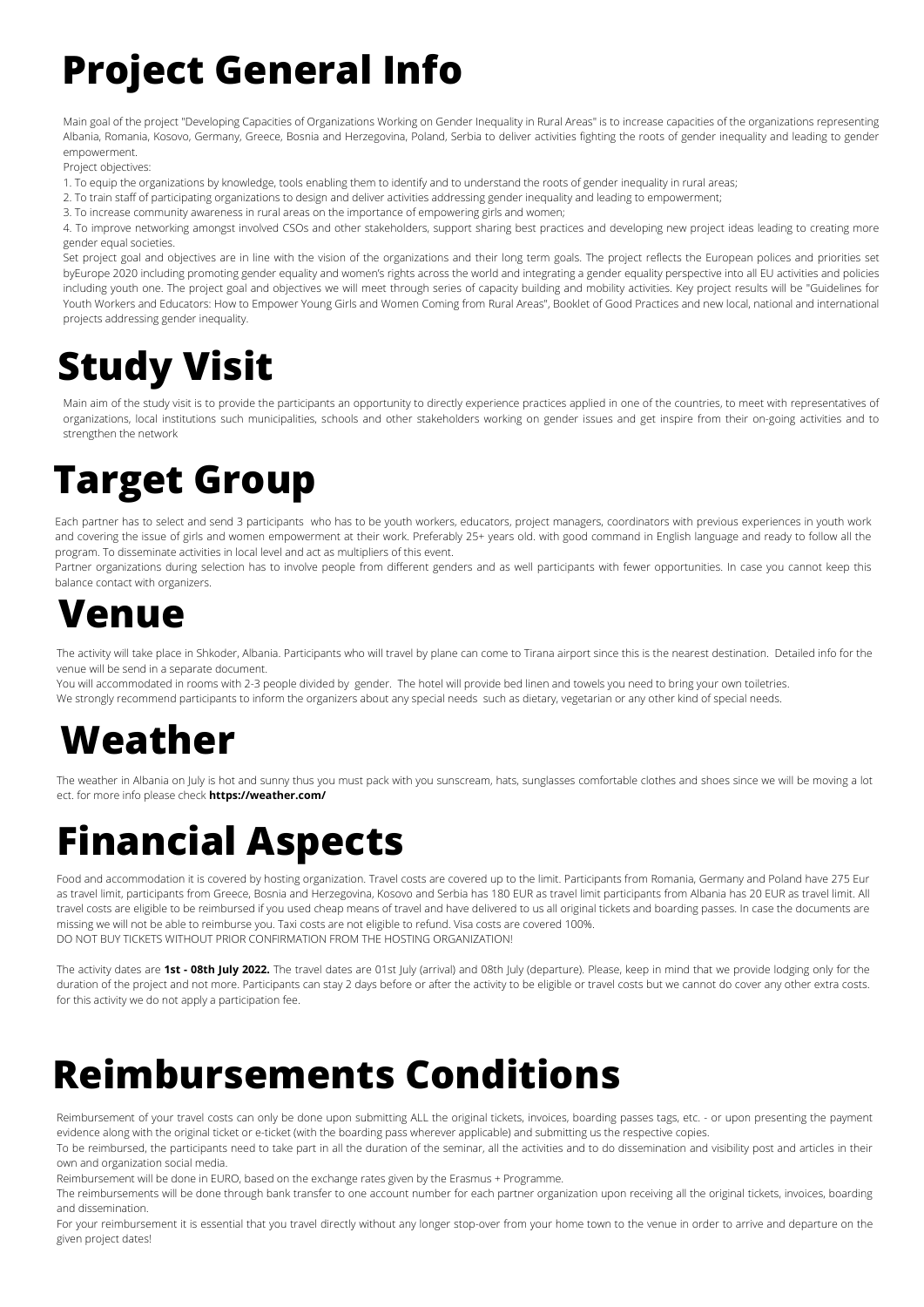# Project General Info

Main goal of the project "Developing Capacities of Organizations Working on Gender Inequality in Rural Areas" is to increase capacities of the organizations representing Albania, Romania, Kosovo, Germany, Greece, Bosnia and Herzegovina, Poland, Serbia to deliver activities fighting the roots of gender inequality and leading to gender empowerment.

Project objectives:

1. To equip the organizations by knowledge, tools enabling them to identify and to understand the roots of gender inequality in rural areas;
2. To train staff of participating organizations to design and deliver activities addressing gender inequality and leading to empowerment;
3. To increase community awareness in rural areas on the importance of empowering girls and women;
4. To improve networking amongst involved CSOs and other stakeholders, support sharing best practices and developing new project ideas leading to creating more gender equal societies.

Set project goal and objectives are in line with the vision of the organizations and their long term goals. The project reflects the European polices and priorities set byEurope 2020 including promoting gender equality and women's rights across the world and integrating a gender equality perspective into all EU activities and policies including youth one. The project goal and objectives we will meet through series of capacity building and mobility activities. Key project results will be "Guidelines for Youth Workers and Educators: How to Empower Young Girls and Women Coming from Rural Areas", Booklet of Good Practices and new local, national and international projects addressing gender inequality.

# Study Visit

Main aim of the study visit is to provide the participants an opportunity to directly experience practices applied in one of the countries, to meet with representatives of organizations, local institutions such municipalities, schools and other stakeholders working on gender issues and get inspire from their on-going activities and to strengthen the network

# Target Group

Each partner has to select and send 3 participants who has to be youth workers, educators, project managers, coordinators with previous experiences in youth work and covering the issue of girls and women empowerment at their work. Preferably 25+ years old. with good command in English language and ready to follow all the program. To disseminate activities in local level and act as multipliers of this event.

Partner organizations during selection has to involve people from different genders and as well participants with fewer opportunities. In case you cannot keep this balance contact with organizers.

# Venue

The activity will take place in Shkoder, Albania. Participants who will travel by plane can come to Tirana airport since this is the nearest destination. Detailed info for the venue will be send in a separate document.

You will accommodated in rooms with 2-3 people divided by gender. The hotel will provide bed linen and towels you need to bring your own toiletries.

We strongly recommend participants to inform the organizers about any special needs such as dietary, vegetarian or any other kind of special needs.

# Weather

The weather in Albania on July is hot and sunny thus you must pack with you sunscream, hats, sunglasses comfortable clothes and shoes since we will be moving a lot ect. for more info please check **https://weather.com/**

# Financial Aspects

Food and accommodation it is covered by hosting organization. Travel costs are covered up to the limit. Participants from Romania, Germany and Poland have 275 Eur as travel limit, participants from Greece, Bosnia and Herzegovina, Kosovo and Serbia has 180 EUR as travel limit participants from Albania has 20 EUR as travel limit. All travel costs are eligible to be reimbursed if you used cheap means of travel and have delivered to us all original tickets and boarding passes. In case the documents are missing we will not be able to reimburse you. Taxi costs are not eligible to refund. Visa costs are covered 100%.

DO NOT BUY TICKETS WITHOUT PRIOR CONFIRMATION FROM THE HOSTING ORGANIZATION!

The activity dates are **1st - 08th July 2022.** The travel dates are 01st July (arrival) and 08th July (departure). Please, keep in mind that we provide lodging only for the duration of the project and not more. Participants can stay 2 days before or after the activity to be eligible or travel costs but we cannot do cover any other extra costs. for this activity we do not apply a participation fee.

# Reimbursements Conditions

Reimbursement of your travel costs can only be done upon submitting ALL the original tickets, invoices, boarding passes tags, etc. - or upon presenting the payment evidence along with the original ticket or e-ticket (with the boarding pass wherever applicable) and submitting us the respective copies.

To be reimbursed, the participants need to take part in all the duration of the seminar, all the activities and to do dissemination and visibility post and articles in their own and organization social media.

Reimbursement will be done in EURO, based on the exchange rates given by the Erasmus + Programme.

The reimbursements will be done through bank transfer to one account number for each partner organization upon receiving all the original tickets, invoices, boarding and dissemination.

For your reimbursement it is essential that you travel directly without any longer stop-over from your home town to the venue in order to arrive and departure on the given project dates!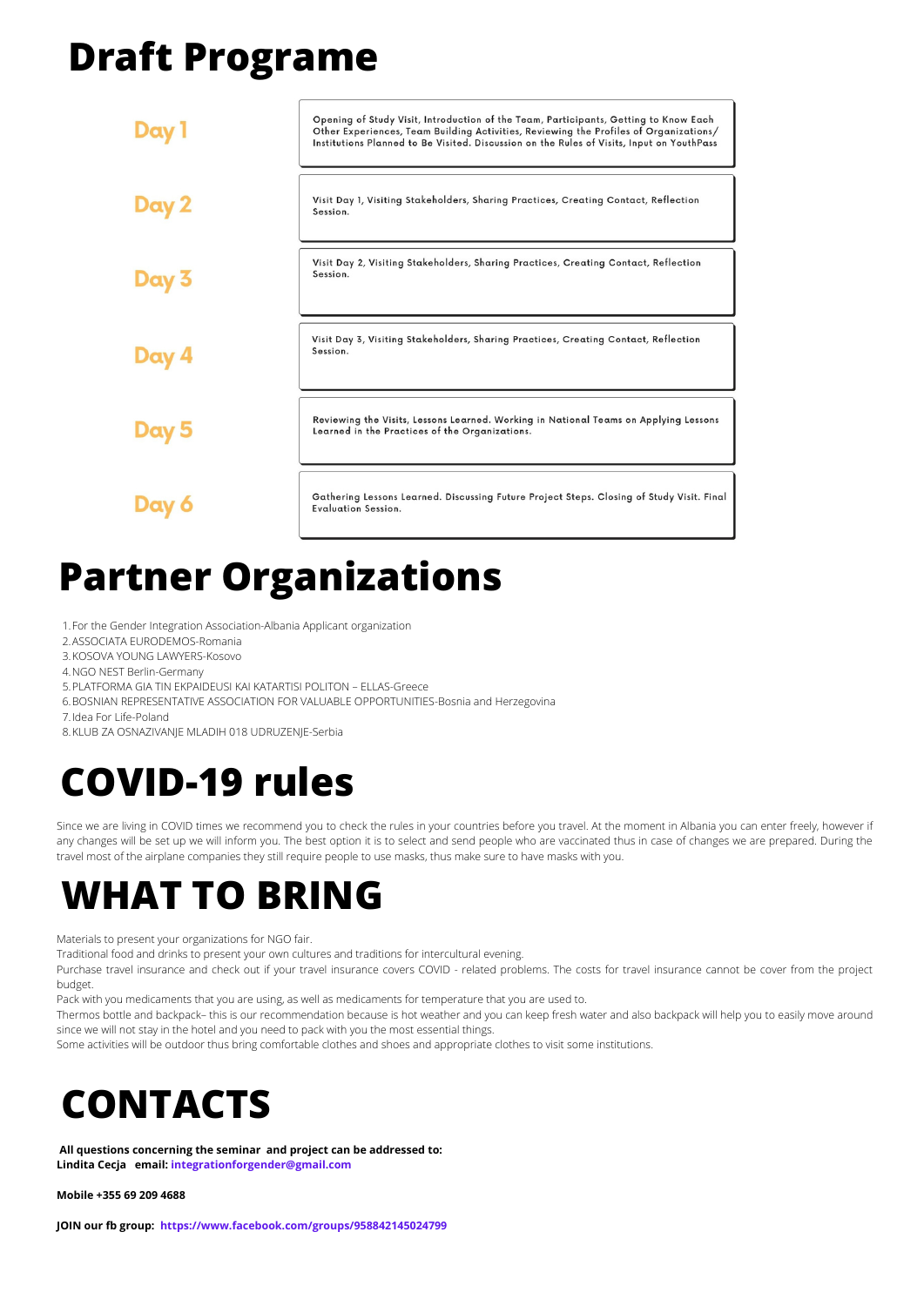# Draft Programe

| | |
|---|---|
| Day 1 | Opening of Study Visit, Introduction of the Team, Participants, Getting to Know Each Other Experiences, Team Building Activities, Reviewing the Profiles of Organizations/ Institutions Planned to Be Visited. Discussion on the Rules of Visits, Input on YouthPass |
| Day 2 | Visit Day 1, Visiting Stakeholders, Sharing Practices, Creating Contact, Reflection Session. |
| Day 3 | Visit Day 2, Visiting Stakeholders, Sharing Practices, Creating Contact, Reflection Session. |
| Day 4 | Visit Day 3, Visiting Stakeholders, Sharing Practices, Creating Contact, Reflection Session. |
| Day 5 | Reviewing the Visits, Lessons Learned. Working in National Teams on Applying Lessons Learned in the Practices of the Organizations. |
| Day 6 | Gathering Lessons Learned. Discussing Future Project Steps. Closing of Study Visit. Final Evaluation Session. |

# Partner Organizations

1. For the Gender Integration Association-Albania Applicant organization
2. ASSOCIATA EURODEMOS-Romania
3. KOSOVA YOUNG LAWYERS-Kosovo
4. NGO NEST Berlin-Germany
5. PLATFORMA GIA TIN EKPAIDEUSI KAI KATARTISI POLITON – ELLAS-Greece
6. BOSNIAN REPRESENTATIVE ASSOCIATION FOR VALUABLE OPPORTUNITIES-Bosnia and Herzegovina
7. Idea For Life-Poland
8. KLUB ZA OSNAZIVANJE MLADIH 018 UDRUZENJE-Serbia

# COVID-19 rules

Since we are living in COVID times we recommend you to check the rules in your countries before you travel. At the moment in Albania you can enter freely, however if any changes will be set up we will inform you. The best option it is to select and send people who are vaccinated thus in case of changes we are prepared. During the travel most of the airplane companies they still require people to use masks, thus make sure to have masks with you.

# WHAT TO BRING

Materials to present your organizations for NGO fair.
Traditional food and drinks to present your own cultures and traditions for intercultural evening.
Purchase travel insurance and check out if your travel insurance covers COVID - related problems. The costs for travel insurance cannot be cover from the project budget.
Pack with you medicaments that you are using, as well as medicaments for temperature that you are used to.
Thermos bottle and backpack– this is our recommendation because is hot weather and you can keep fresh water and also backpack will help you to easily move around since we will not stay in the hotel and you need to pack with you the most essential things.
Some activities will be outdoor thus bring comfortable clothes and shoes and appropriate clothes to visit some institutions.

# CONTACTS

**All questions concerning the seminar and project can be addressed to:**
**Lindita Cecja email: integrationforgender@gmail.com**

**Mobile +355 69 209 4688**

**JOIN our fb group: https://www.facebook.com/groups/958842145024799**